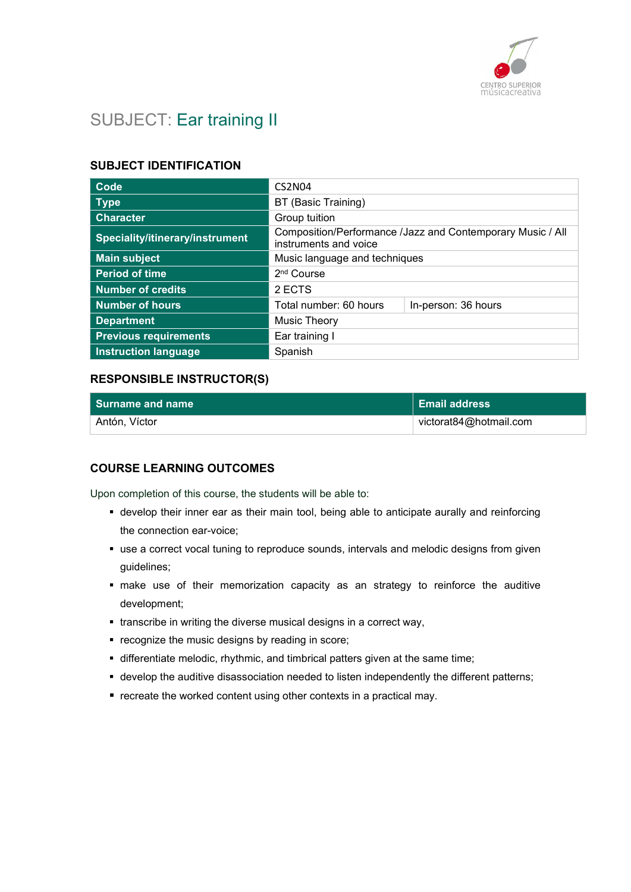# SUBJECT: Ear training II

## SUBJECT IDENTIFICATION

| | | |
|---|---|---|
| **Code** | CS2N04 | |
| **Type** | BT (Basic Training) | |
| **Character** | Group tuition | |
| **Speciality/itinerary/instrument** | Composition/Performance /Jazz and Contemporary Music / All instruments and voice | |
| **Main subject** | Music language and techniques | |
| **Period of time** | 2nd Course | |
| **Number of credits** | 2 ECTS | |
| **Number of hours** | Total number: 60 hours | In-person: 36 hours |
| **Department** | Music Theory | |
| **Previous requirements** | Ear training I | |
| **Instruction language** | Spanish | |

## RESPONSIBLE INSTRUCTOR(S)

| Surname and name | Email address |
|---|---|
| Antón, Víctor | victorat84@hotmail.com |

## COURSE LEARNING OUTCOMES

Upon completion of this course, the students will be able to:

- develop their inner ear as their main tool, being able to anticipate aurally and reinforcing the connection ear-voice;
- use a correct vocal tuning to reproduce sounds, intervals and melodic designs from given guidelines;
- make use of their memorization capacity as an strategy to reinforce the auditive development;
- transcribe in writing the diverse musical designs in a correct way,
- recognize the music designs by reading in score;
- differentiate melodic, rhythmic, and timbrical patters given at the same time;
- develop the auditive disassociation needed to listen independently the different patterns;
- recreate the worked content using other contexts in a practical may.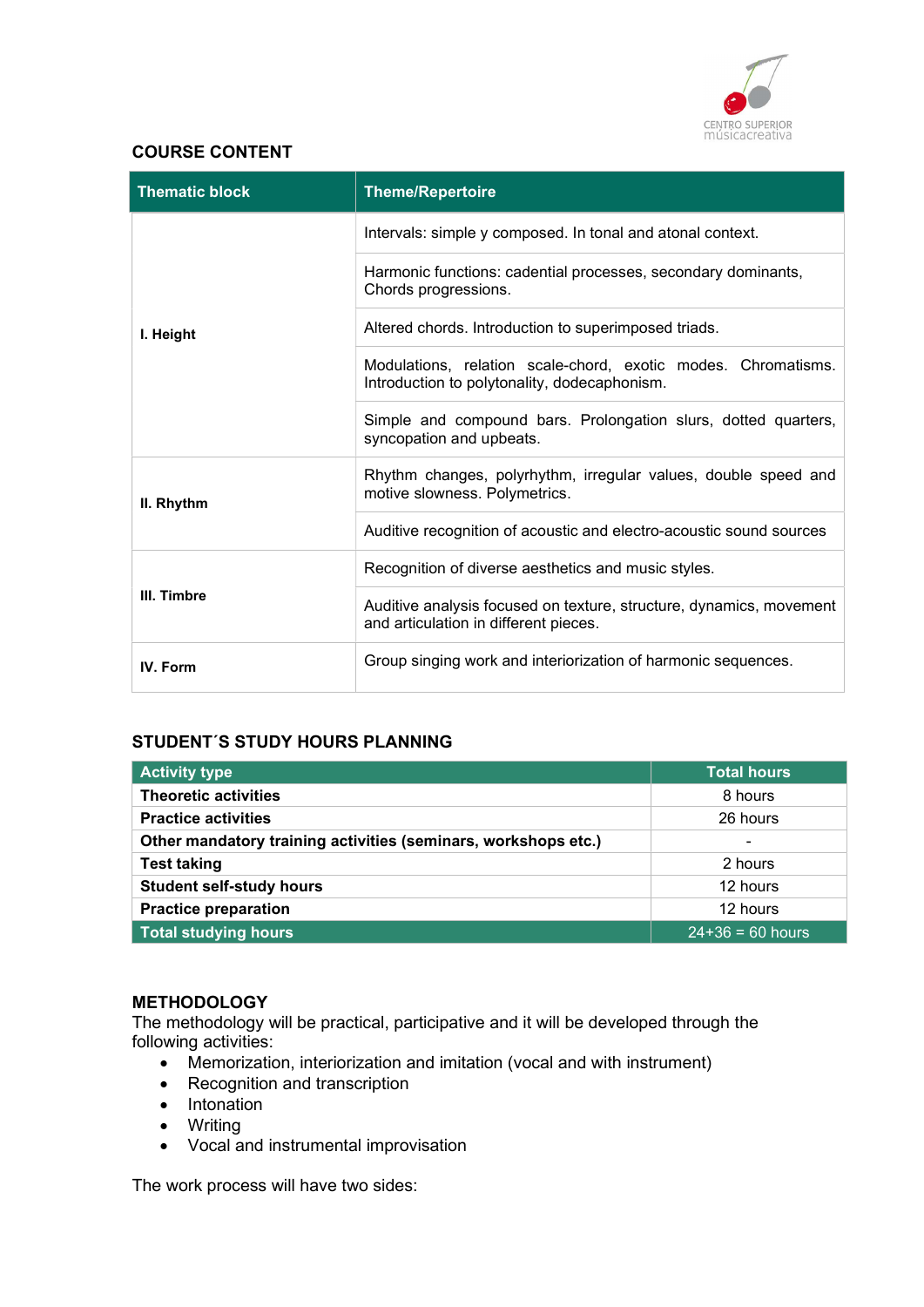## COURSE CONTENT

| Thematic block | Theme/Repertoire |
|---|---|
| I. Height | Intervals: simple y composed. In tonal and atonal context. |
| | Harmonic functions: cadential processes, secondary dominants, Chords progressions. |
| | Altered chords. Introduction to superimposed triads. |
| | Modulations, relation scale-chord, exotic modes. Chromatisms. Introduction to polytonality, dodecaphonism. |
| | Simple and compound bars. Prolongation slurs, dotted quarters, syncopation and upbeats. |
| II. Rhythm | Rhythm changes, polyrhythm, irregular values, double speed and motive slowness. Polymetrics. |
| | Auditive recognition of acoustic and electro-acoustic sound sources |
| III. Timbre | Recognition of diverse aesthetics and music styles. |
| | Auditive analysis focused on texture, structure, dynamics, movement and articulation in different pieces. |
| IV. Form | Group singing work and interiorization of harmonic sequences. |

## STUDENT´S STUDY HOURS PLANNING

| Activity type | Total hours |
|---|---|
| **Theoretic activities** | 8 hours |
| **Practice activities** | 26 hours |
| **Other mandatory training activities (seminars, workshops etc.)** | - |
| **Test taking** | 2 hours |
| **Student self-study hours** | 12 hours |
| **Practice preparation** | 12 hours |
| **Total studying hours** | 24+36 = 60 hours |

## METHODOLOGY

The methodology will be practical, participative and it will be developed through the following activities:

- Memorization, interiorization and imitation (vocal and with instrument)
- Recognition and transcription
- Intonation
- Writing
- Vocal and instrumental improvisation

The work process will have two sides: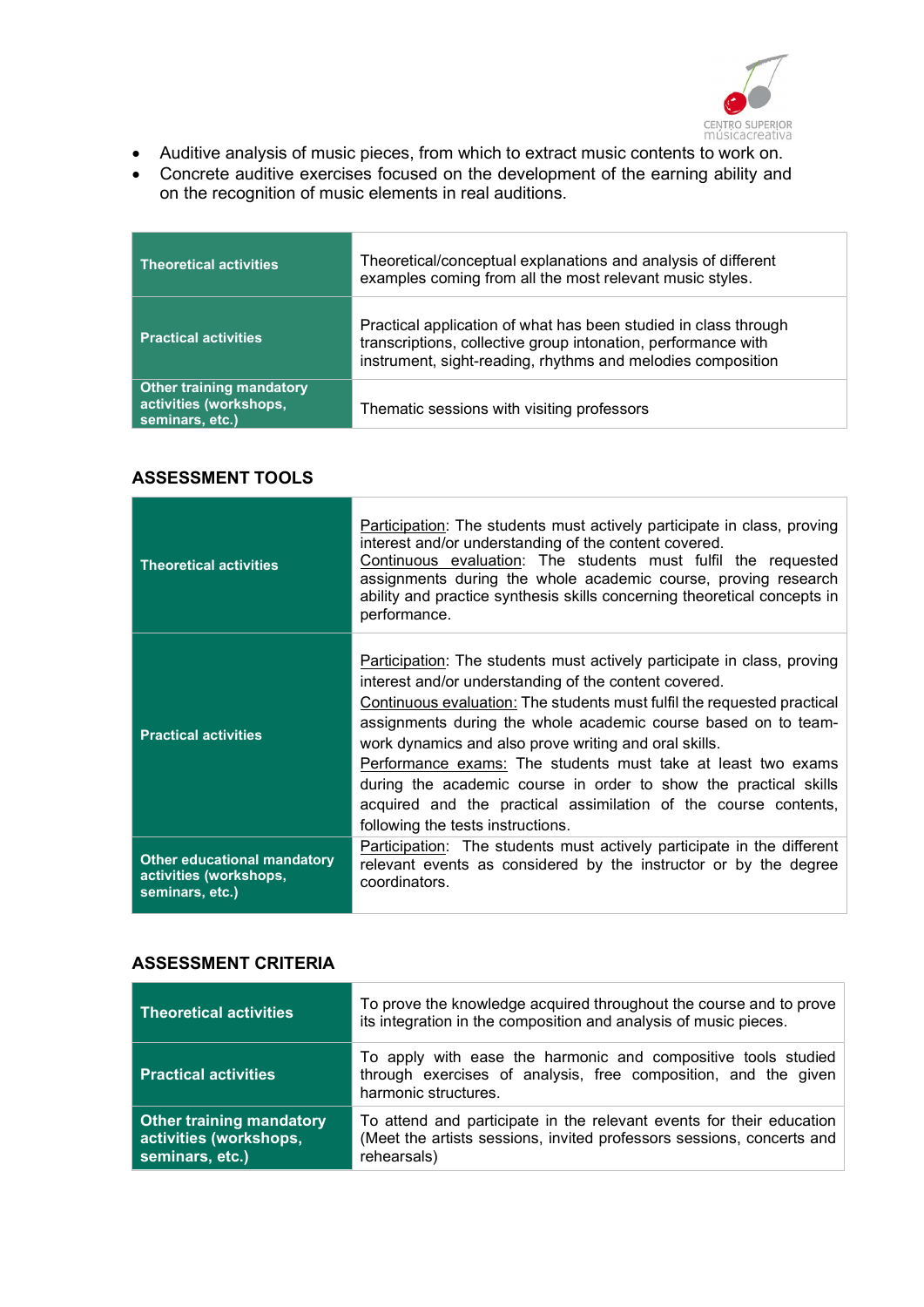- Auditive analysis of music pieces, from which to extract music contents to work on.
- Concrete auditive exercises focused on the development of the earning ability and on the recognition of music elements in real auditions.

| | |
|---|---|
| **Theoretical activities** | Theoretical/conceptual explanations and analysis of different examples coming from all the most relevant music styles. |
| **Practical activities** | Practical application of what has been studied in class through transcriptions, collective group intonation, performance with instrument, sight-reading, rhythms and melodies composition |
| **Other training mandatory activities (workshops, seminars, etc.)** | Thematic sessions with visiting professors |

## ASSESSMENT TOOLS

| | |
|---|---|
| **Theoretical activities** | Participation: The students must actively participate in class, proving interest and/or understanding of the content covered.<br>Continuous evaluation: The students must fulfil the requested assignments during the whole academic course, proving research ability and practice synthesis skills concerning theoretical concepts in performance. |
| **Practical activities** | Participation: The students must actively participate in class, proving interest and/or understanding of the content covered.<br>Continuous evaluation: The students must fulfil the requested practical assignments during the whole academic course based on to team-work dynamics and also prove writing and oral skills.<br>Performance exams: The students must take at least two exams during the academic course in order to show the practical skills acquired and the practical assimilation of the course contents, following the tests instructions. |
| **Other educational mandatory activities (workshops, seminars, etc.)** | Participation: The students must actively participate in the different relevant events as considered by the instructor or by the degree coordinators. |

## ASSESSMENT CRITERIA

| | |
|---|---|
| **Theoretical activities** | To prove the knowledge acquired throughout the course and to prove its integration in the composition and analysis of music pieces. |
| **Practical activities** | To apply with ease the harmonic and compositive tools studied through exercises of analysis, free composition, and the given harmonic structures. |
| **Other training mandatory activities (workshops, seminars, etc.)** | To attend and participate in the relevant events for their education (Meet the artists sessions, invited professors sessions, concerts and rehearsals) |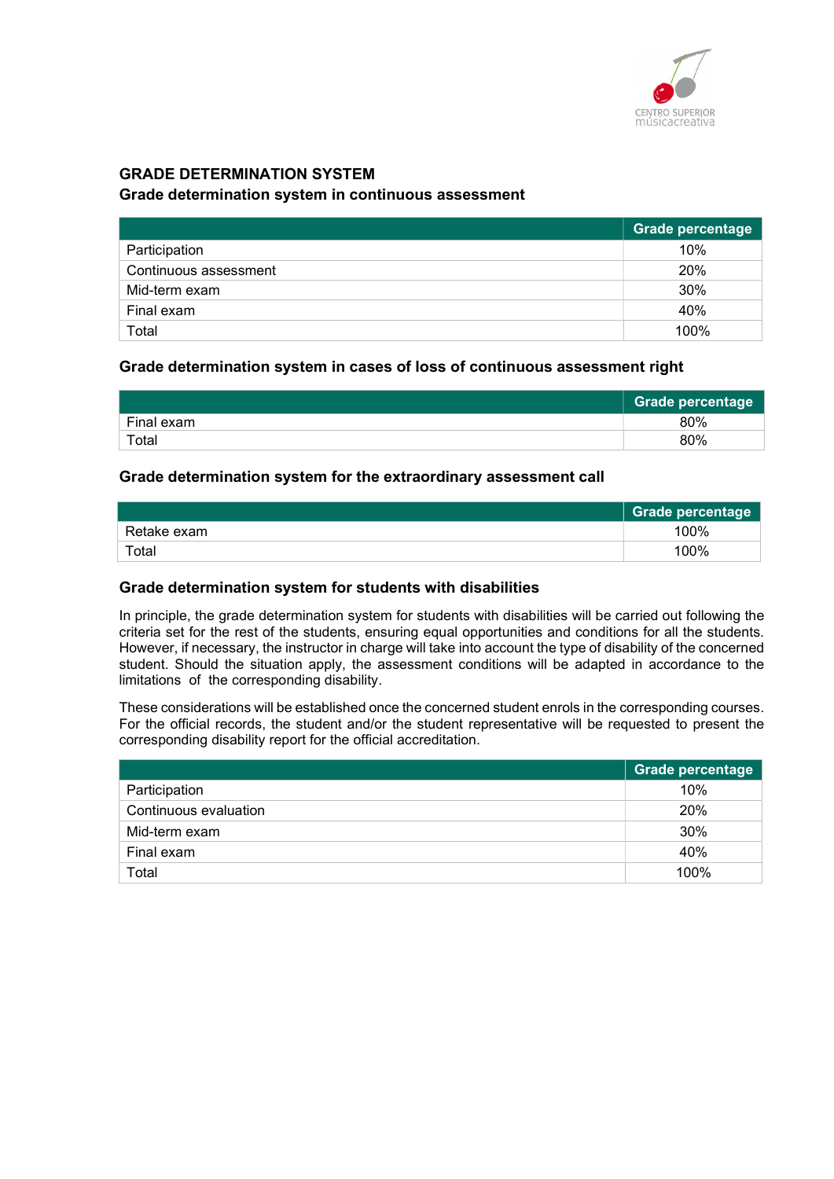## GRADE DETERMINATION SYSTEM

### Grade determination system in continuous assessment

| | Grade percentage |
|---|---|
| Participation | 10% |
| Continuous assessment | 20% |
| Mid-term exam | 30% |
| Final exam | 40% |
| Total | 100% |

### Grade determination system in cases of loss of continuous assessment right

| | Grade percentage |
|---|---|
| Final exam | 80% |
| Total | 80% |

### Grade determination system for the extraordinary assessment call

| | Grade percentage |
|---|---|
| Retake exam | 100% |
| Total | 100% |

### Grade determination system for students with disabilities

In principle, the grade determination system for students with disabilities will be carried out following the criteria set for the rest of the students, ensuring equal opportunities and conditions for all the students. However, if necessary, the instructor in charge will take into account the type of disability of the concerned student. Should the situation apply, the assessment conditions will be adapted in accordance to the limitations of the corresponding disability.

These considerations will be established once the concerned student enrols in the corresponding courses. For the official records, the student and/or the student representative will be requested to present the corresponding disability report for the official accreditation.

| | Grade percentage |
|---|---|
| Participation | 10% |
| Continuous evaluation | 20% |
| Mid-term exam | 30% |
| Final exam | 40% |
| Total | 100% |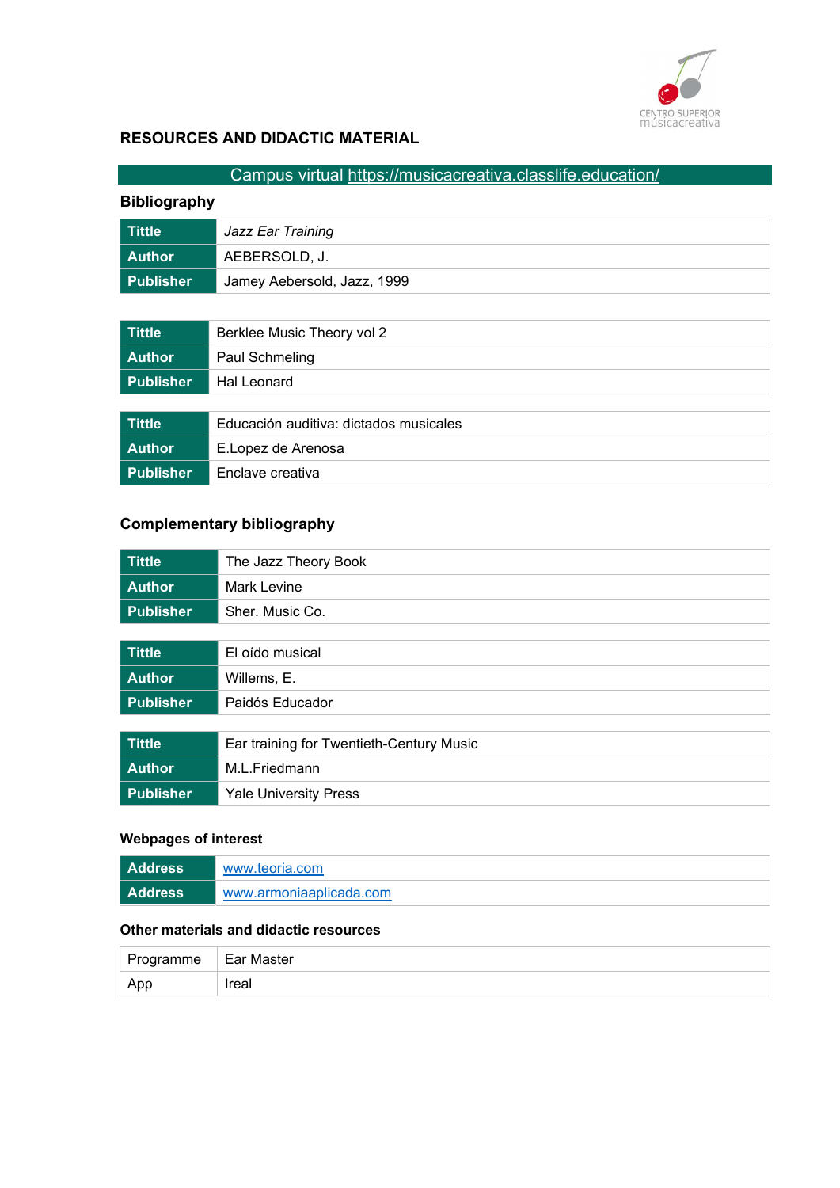## RESOURCES AND DIDACTIC MATERIAL

Campus virtual https://musicacreativa.classlife.education/

### Bibliography

| | |
|---|---|
| **Tittle** | *Jazz Ear Training* |
| **Author** | AEBERSOLD, J. |
| **Publisher** | Jamey Aebersold, Jazz, 1999 |

| | |
|---|---|
| **Tittle** | Berklee Music Theory vol 2 |
| **Author** | Paul Schmeling |
| **Publisher** | Hal Leonard |

| | |
|---|---|
| **Tittle** | Educación auditiva: dictados musicales |
| **Author** | E.Lopez de Arenosa |
| **Publisher** | Enclave creativa |

### Complementary bibliography

| | |
|---|---|
| **Tittle** | The Jazz Theory Book |
| **Author** | Mark Levine |
| **Publisher** | Sher. Music Co. |

| | |
|---|---|
| **Tittle** | El oído musical |
| **Author** | Willems, E. |
| **Publisher** | Paidós Educador |

| | |
|---|---|
| **Tittle** | Ear training for Twentieth-Century Music |
| **Author** | M.L.Friedmann |
| **Publisher** | Yale University Press |

### Webpages of interest

| | |
|---|---|
| **Address** | www.teoria.com |
| **Address** | www.armoniaaplicada.com |

### Other materials and didactic resources

| | |
|---|---|
| Programme | Ear Master |
| App | Ireal |